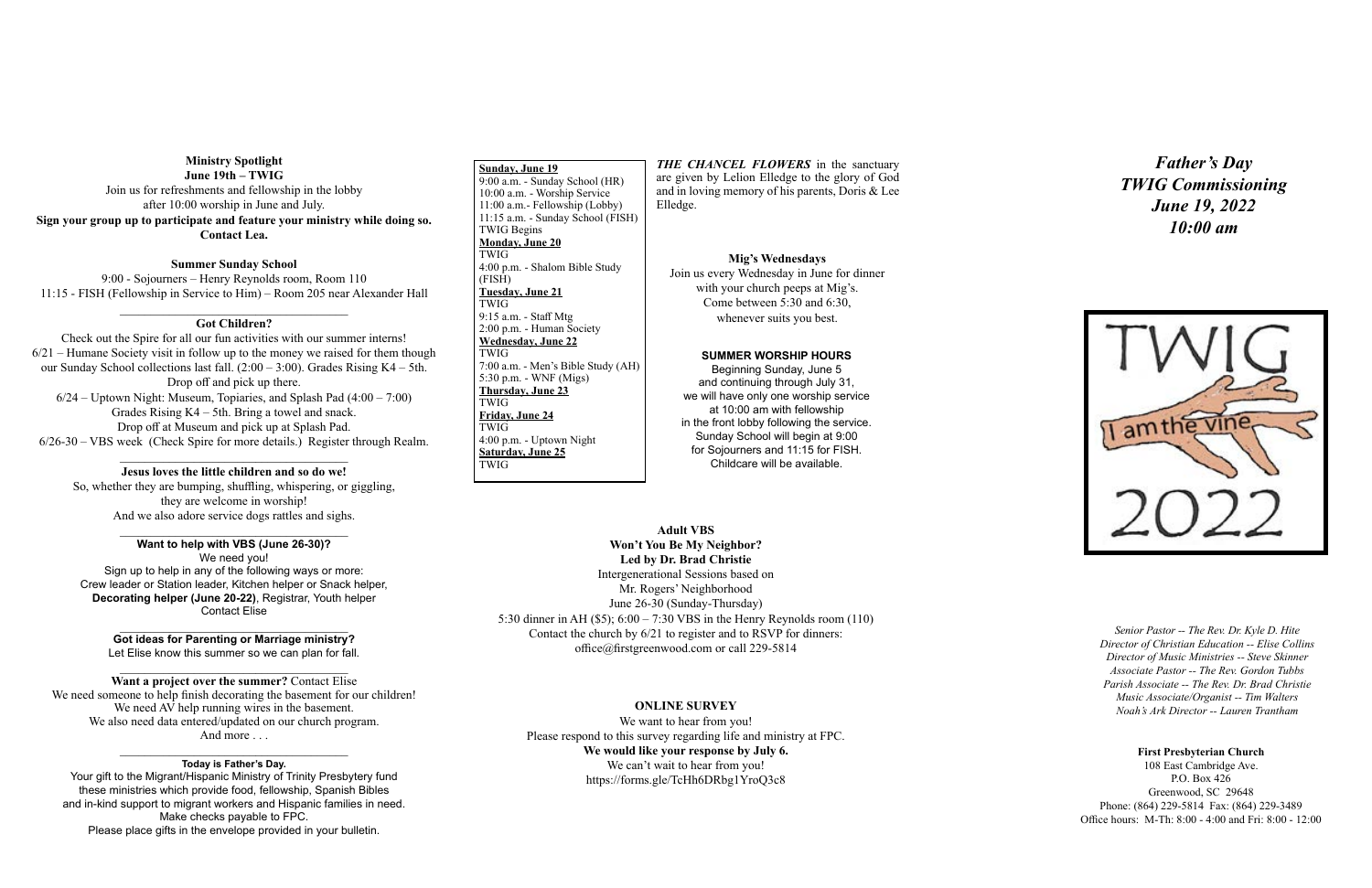**Ministry Spotlight**
**June 19th – TWIG**

Join us for refreshments and fellowship in the lobby after 10:00 worship in June and July.

**Sign your group up to participate and feature your ministry while doing so. Contact Lea.**

**Summer Sunday School**

9:00 - Sojourners – Henry Reynolds room, Room 110
11:15 - FISH (Fellowship in Service to Him) – Room 205 near Alexander Hall

---

**Got Children?**

Check out the Spire for all our fun activities with our summer interns!
6/21 – Humane Society visit in follow up to the money we raised for them though our Sunday School collections last fall. (2:00 – 3:00). Grades Rising K4 – 5th. Drop off and pick up there.
6/24 – Uptown Night: Museum, Topiaries, and Splash Pad (4:00 – 7:00) Grades Rising K4 – 5th. Bring a towel and snack. Drop off at Museum and pick up at Splash Pad.
6/26-30 – VBS week (Check Spire for more details.) Register through Realm.

---

**Jesus loves the little children and so do we!**

So, whether they are bumping, shuffling, whispering, or giggling, they are welcome in worship!
And we also adore service dogs rattles and sighs.

---

**Want to help with VBS (June 26-30)?**

We need you!
Sign up to help in any of the following ways or more:
Crew leader or Station leader, Kitchen helper or Snack helper, **Decorating helper (June 20-22)**, Registrar, Youth helper
Contact Elise

---

**Got ideas for Parenting or Marriage ministry?**
Let Elise know this summer so we can plan for fall.

---

**Want a project over the summer?** Contact Elise
We need someone to help finish decorating the basement for our children!
We need AV help running wires in the basement.
We also need data entered/updated on our church program.
And more . . .

---

**Today is Father's Day.**

Your gift to the Migrant/Hispanic Ministry of Trinity Presbytery fund these ministries which provide food, fellowship, Spanish Bibles and in-kind support to migrant workers and Hispanic families in need.
Make checks payable to FPC.
Please place gifts in the envelope provided in your bulletin.

---

**Sunday, June 19**
9:00 a.m. - Sunday School (HR)
10:00 a.m. - Worship Service
11:00 a.m.- Fellowship (Lobby)
11:15 a.m. - Sunday School (FISH)
TWIG Begins

**Monday, June 20**
TWIG
4:00 p.m. - Shalom Bible Study (FISH)

**Tuesday, June 21**
TWIG
9:15 a.m. - Staff Mtg
2:00 p.m. - Human Society

**Wednesday, June 22**
TWIG
7:00 a.m. - Men's Bible Study (AH)
5:30 p.m. - WNF (Migs)

**Thursday, June 23**
TWIG

**Friday, June 24**
TWIG
4:00 p.m. - Uptown Night

**Saturday, June 25**
TWIG

---

***THE CHANCEL FLOWERS*** in the sanctuary are given by Lelion Elledge to the glory of God and in loving memory of his parents, Doris & Lee Elledge.

**Mig's Wednesdays**

Join us every Wednesday in June for dinner with your church peeps at Mig's.
Come between 5:30 and 6:30, whenever suits you best.

**SUMMER WORSHIP HOURS**

Beginning Sunday, June 5 and continuing through July 31, we will have only one worship service at 10:00 am with fellowship in the front lobby following the service. Sunday School will begin at 9:00 for Sojourners and 11:15 for FISH. Childcare will be available.

**Adult VBS**
**Won't You Be My Neighbor?**
**Led by Dr. Brad Christie**

Intergenerational Sessions based on Mr. Rogers' Neighborhood
June 26-30 (Sunday-Thursday)
5:30 dinner in AH ($5); 6:00 – 7:30 VBS in the Henry Reynolds room (110)
Contact the church by 6/21 to register and to RSVP for dinners:
office@firstgreenwood.com or call 229-5814

**ONLINE SURVEY**

We want to hear from you!
Please respond to this survey regarding life and ministry at FPC.
**We would like your response by July 6.**
We can't wait to hear from you!
https://forms.gle/TcHh6DRbg1YroQ3c8

---

# *Father's Day*
# *TWIG Commissioning*
# *June 19, 2022*
# *10:00 am*

TWIG
I am the vine
2022

*Senior Pastor -- The Rev. Dr. Kyle D. Hite*
*Director of Christian Education -- Elise Collins*
*Director of Music Ministries -- Steve Skinner*
*Associate Pastor -- The Rev. Gordon Tubbs*
*Parish Associate -- The Rev. Dr. Brad Christie*
*Music Associate/Organist -- Tim Walters*
*Noah's Ark Director -- Lauren Trantham*

**First Presbyterian Church**
108 East Cambridge Ave.
P.O. Box 426
Greenwood, SC 29648
Phone: (864) 229-5814 Fax: (864) 229-3489
Office hours: M-Th: 8:00 - 4:00 and Fri: 8:00 - 12:00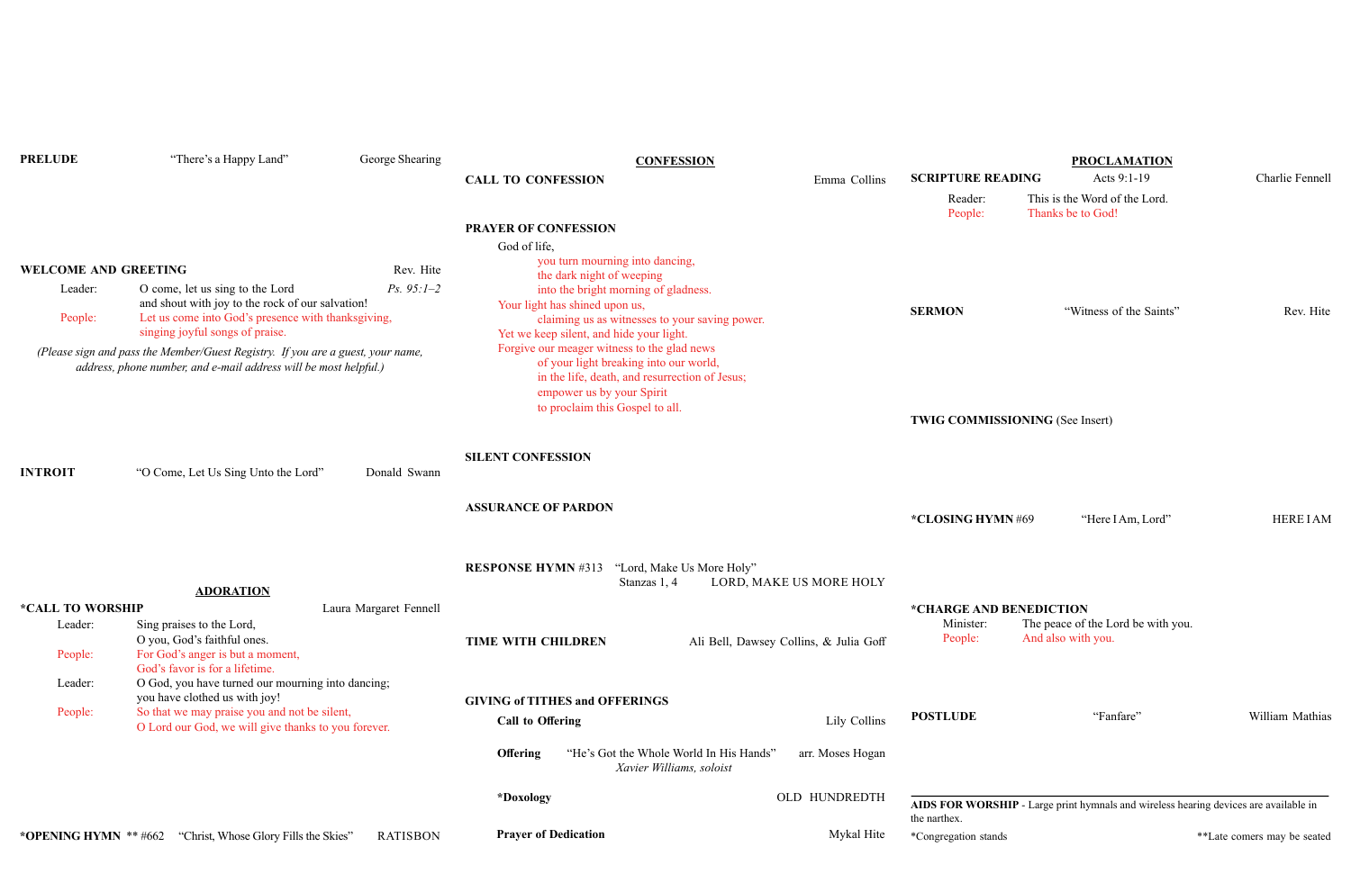**PRELUDE** "There's a Happy Land" George Shearing

**WELCOME AND GREETING** Rev. Hite

Leader: O come, let us sing to the Lord *Ps. 95:1–2*
and shout with joy to the rock of our salvation!

People: Let us come into God's presence with thanksgiving,
singing joyful songs of praise.

*(Please sign and pass the Member/Guest Registry. If you are a guest, your name, address, phone number, and e-mail address will be most helpful.)*

**INTROIT** "O Come, Let Us Sing Unto the Lord" Donald Swann

## ADORATION

***CALL TO WORSHIP** Laura Margaret Fennell

Leader: Sing praises to the Lord,
O you, God's faithful ones.

People: For God's anger is but a moment,
God's favor is for a lifetime.

Leader: O God, you have turned our mourning into dancing;
you have clothed us with joy!

People: So that we may praise you and not be silent,
O Lord our God, we will give thanks to you forever.

***OPENING HYMN** ** #662 "Christ, Whose Glory Fills the Skies" RATISBON

## CONFESSION

**CALL TO CONFESSION** Emma Collins

**PRAYER OF CONFESSION**

God of life,
you turn mourning into dancing,
the dark night of weeping
into the bright morning of gladness.
Your light has shined upon us,
claiming us as witnesses to your saving power.
Yet we keep silent, and hide your light.
Forgive our meager witness to the glad news
of your light breaking into our world,
in the life, death, and resurrection of Jesus;
empower us by your Spirit
to proclaim this Gospel to all.

**SILENT CONFESSION**

**ASSURANCE OF PARDON**

**RESPONSE HYMN** #313 "Lord, Make Us More Holy"
Stanzas 1, 4 LORD, MAKE US MORE HOLY

**TIME WITH CHILDREN** Ali Bell, Dawsey Collins, & Julia Goff

**GIVING of TITHES and OFFERINGS**

**Call to Offering** Lily Collins

**Offering** "He's Got the Whole World In His Hands" arr. Moses Hogan
*Xavier Williams, soloist*

***Doxology** OLD HUNDREDTH

**Prayer of Dedication** Mykal Hite

## PROCLAMATION

**SCRIPTURE READING** Acts 9:1-19 Charlie Fennell

Reader: This is the Word of the Lord.

People: Thanks be to God!

**SERMON** "Witness of the Saints" Rev. Hite

**TWIG COMMISSIONING** (See Insert)

***CLOSING HYMN** #69 "Here I Am, Lord" HERE I AM

***CHARGE AND BENEDICTION**

Minister: The peace of the Lord be with you.

People: And also with you.

**POSTLUDE** "Fanfare" William Mathias

---

**AIDS FOR WORSHIP** - Large print hymnals and wireless hearing devices are available in the narthex.

*Congregation stands **Late comers may be seated